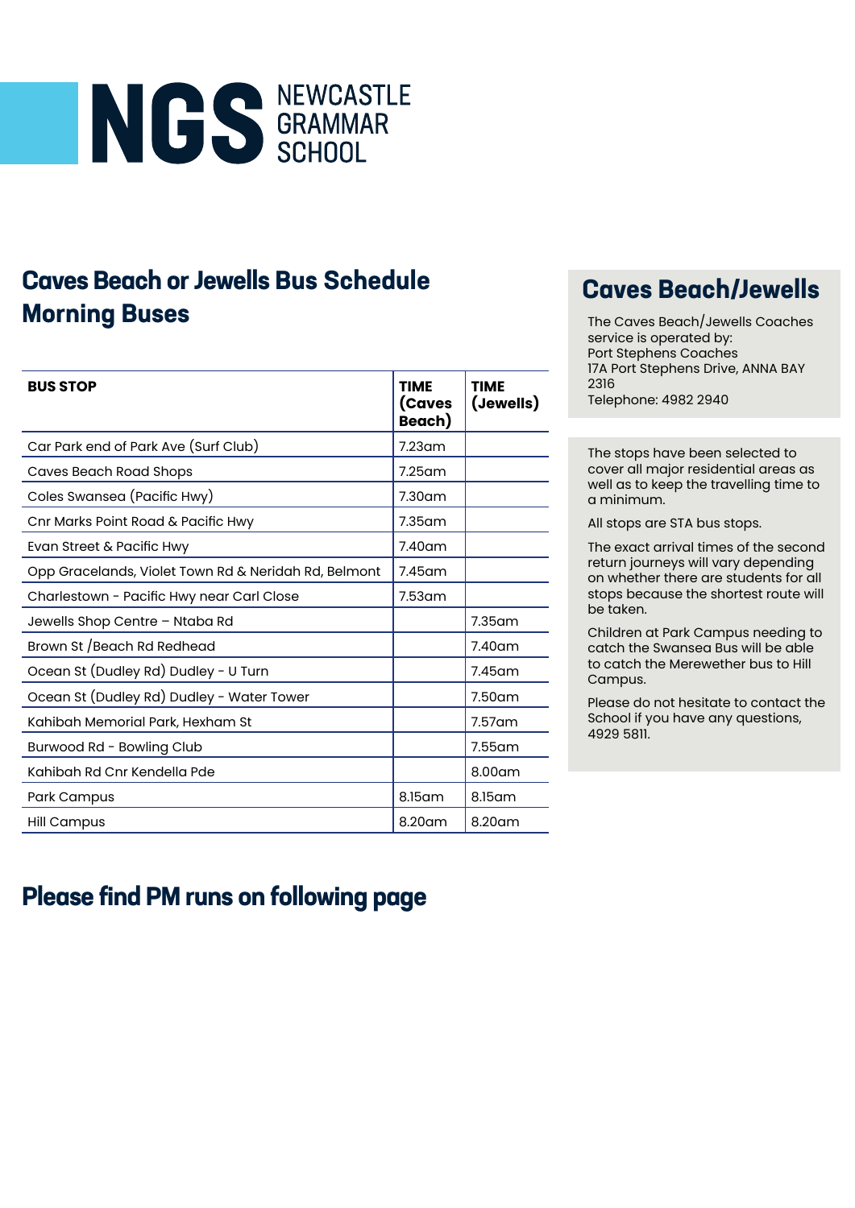NGS NEWCASTLE GRAMMAR SCHOOL

# Caves Beach or Jewells Bus Schedule Morning Buses

| BUS STOP | TIME (Caves Beach) | TIME (Jewells) |
|---|---|---|
| Car Park end of Park Ave (Surf Club) | 7.23am | |
| Caves Beach Road Shops | 7.25am | |
| Coles Swansea (Pacific Hwy) | 7.30am | |
| Cnr Marks Point Road & Pacific Hwy | 7.35am | |
| Evan Street & Pacific Hwy | 7.40am | |
| Opp Gracelands, Violet Town Rd & Neridah Rd, Belmont | 7.45am | |
| Charlestown - Pacific Hwy near Carl Close | 7.53am | |
| Jewells Shop Centre – Ntaba Rd | | 7.35am |
| Brown St /Beach Rd Redhead | | 7.40am |
| Ocean St (Dudley Rd) Dudley - U Turn | | 7.45am |
| Ocean St (Dudley Rd) Dudley - Water Tower | | 7.50am |
| Kahibah Memorial Park, Hexham St | | 7.57am |
| Burwood Rd - Bowling Club | | 7.55am |
| Kahibah Rd Cnr Kendella Pde | | 8.00am |
| Park Campus | 8.15am | 8.15am |
| Hill Campus | 8.20am | 8.20am |

## Please find PM runs on following page

## Caves Beach/Jewells

The Caves Beach/Jewells Coaches service is operated by:
Port Stephens Coaches
17A Port Stephens Drive, ANNA BAY 2316
Telephone: 4982 2940

The stops have been selected to cover all major residential areas as well as to keep the travelling time to a minimum.

All stops are STA bus stops.

The exact arrival times of the second return journeys will vary depending on whether there are students for all stops because the shortest route will be taken.

Children at Park Campus needing to catch the Swansea Bus will be able to catch the Merewether bus to Hill Campus.

Please do not hesitate to contact the School if you have any questions, 4929 5811.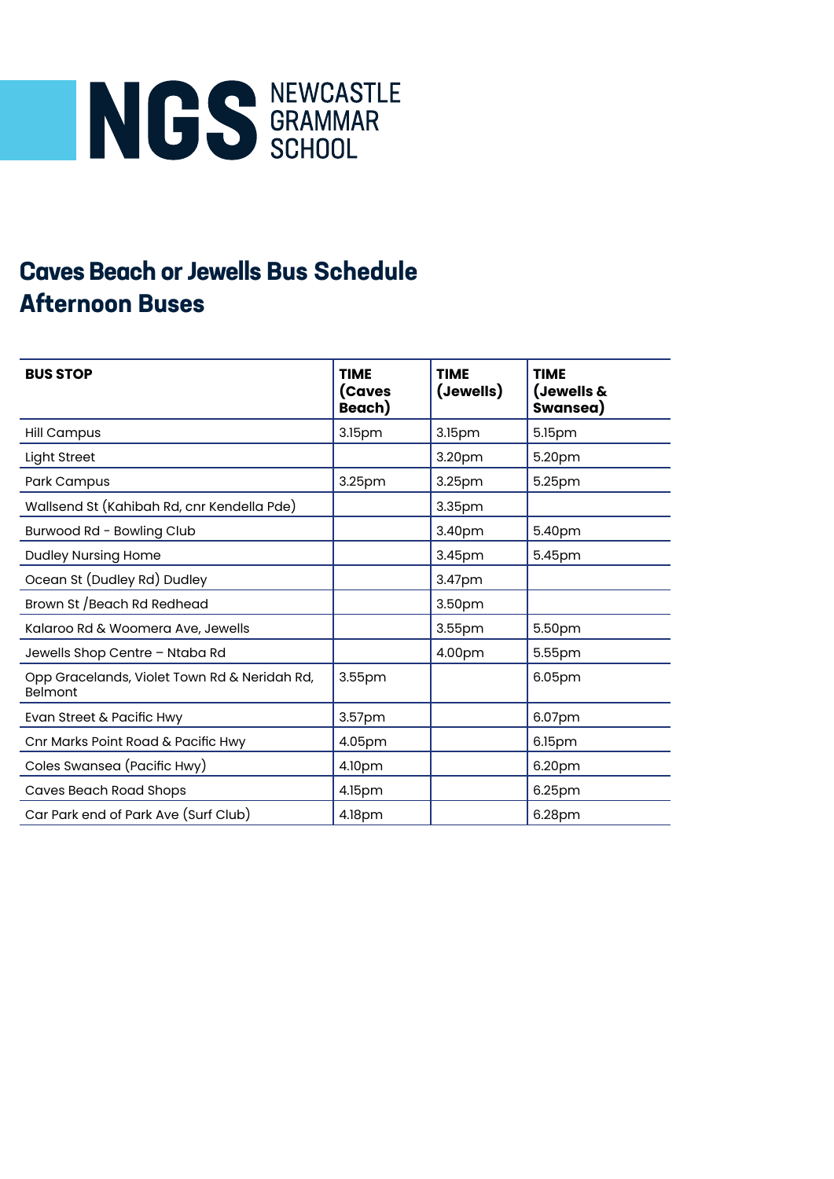# NGS NEWCASTLE GRAMMAR SCHOOL

## Caves Beach or Jewells Bus Schedule
## Afternoon Buses

| BUS STOP | TIME (Caves Beach) | TIME (Jewells) | TIME (Jewells & Swansea) |
|---|---|---|---|
| Hill Campus | 3.15pm | 3.15pm | 5.15pm |
| Light Street | | 3.20pm | 5.20pm |
| Park Campus | 3.25pm | 3.25pm | 5.25pm |
| Wallsend St (Kahibah Rd, cnr Kendella Pde) | | 3.35pm | |
| Burwood Rd - Bowling Club | | 3.40pm | 5.40pm |
| Dudley Nursing Home | | 3.45pm | 5.45pm |
| Ocean St (Dudley Rd) Dudley | | 3.47pm | |
| Brown St /Beach Rd Redhead | | 3.50pm | |
| Kalaroo Rd & Woomera Ave, Jewells | | 3.55pm | 5.50pm |
| Jewells Shop Centre – Ntaba Rd | | 4.00pm | 5.55pm |
| Opp Gracelands, Violet Town Rd & Neridah Rd, Belmont | 3.55pm | | 6.05pm |
| Evan Street & Pacific Hwy | 3.57pm | | 6.07pm |
| Cnr Marks Point Road & Pacific Hwy | 4.05pm | | 6.15pm |
| Coles Swansea (Pacific Hwy) | 4.10pm | | 6.20pm |
| Caves Beach Road Shops | 4.15pm | | 6.25pm |
| Car Park end of Park Ave (Surf Club) | 4.18pm | | 6.28pm |